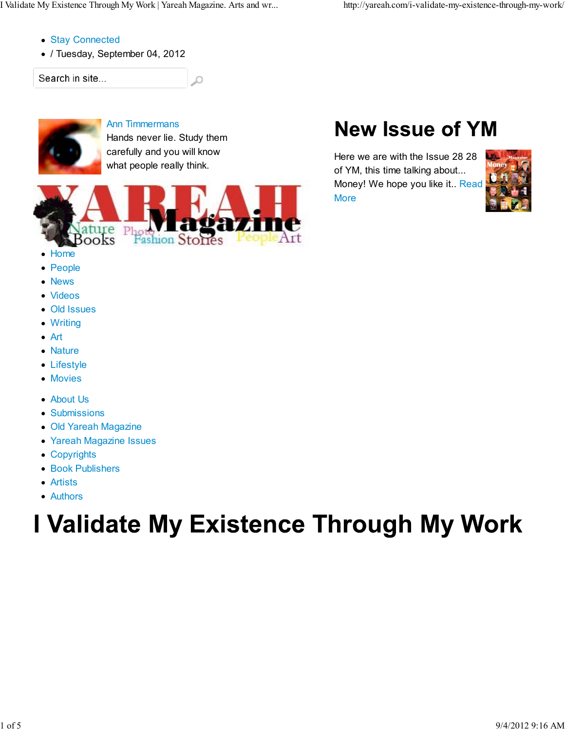- Stay Connected
- / Tuesday, September 04, 2012

Search in site...

Ann Timmermans

Hands never lie. Study them carefully and you will know what people really think.

## New Issue of YM

Here we are with the Issue 28 28 of YM, this time talking about... Money! We hope you like it.. Read More

- Home
- People
- News
- Videos
- Old Issues
- Writing
- Art
- Nature
- Lifestyle
- Movies

- About Us
- Submissions
- Old Yareah Magazine
- Yareah Magazine Issues
- Copyrights
- Book Publishers
- Artists
- Authors

# I Validate My Existence Through My Work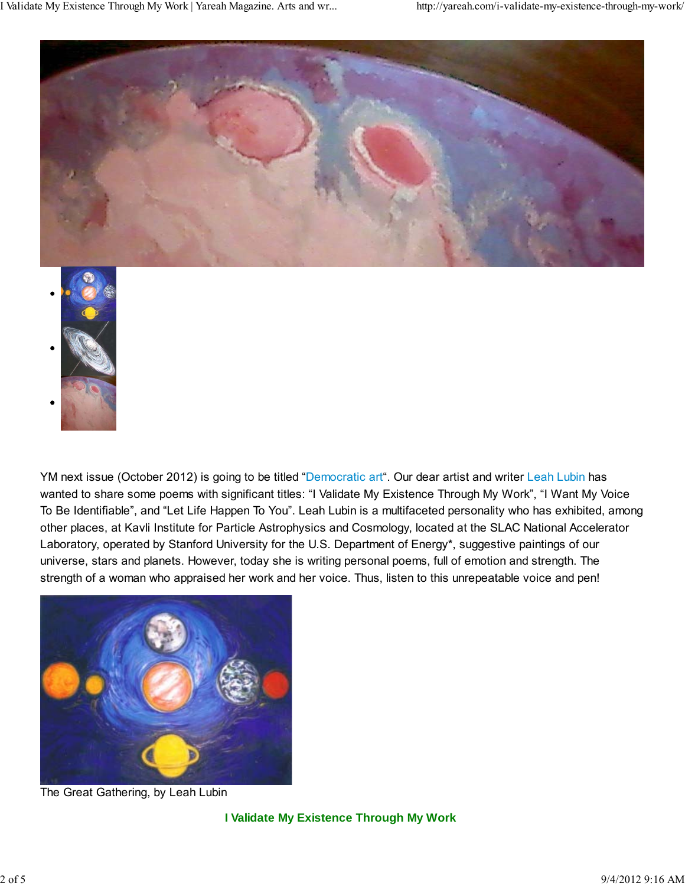YM next issue (October 2012) is going to be titled "Democratic art". Our dear artist and writer Leah Lubin has wanted to share some poems with significant titles: "I Validate My Existence Through My Work", "I Want My Voice To Be Identifiable", and "Let Life Happen To You". Leah Lubin is a multifaceted personality who has exhibited, among other places, at Kavli Institute for Particle Astrophysics and Cosmology, located at the SLAC National Accelerator Laboratory, operated by Stanford University for the U.S. Department of Energy*, suggestive paintings of our universe, stars and planets. However, today she is writing personal poems, full of emotion and strength. The strength of a woman who appraised her work and her voice. Thus, listen to this unrepeatable voice and pen!

The Great Gathering, by Leah Lubin

**I Validate My Existence Through My Work**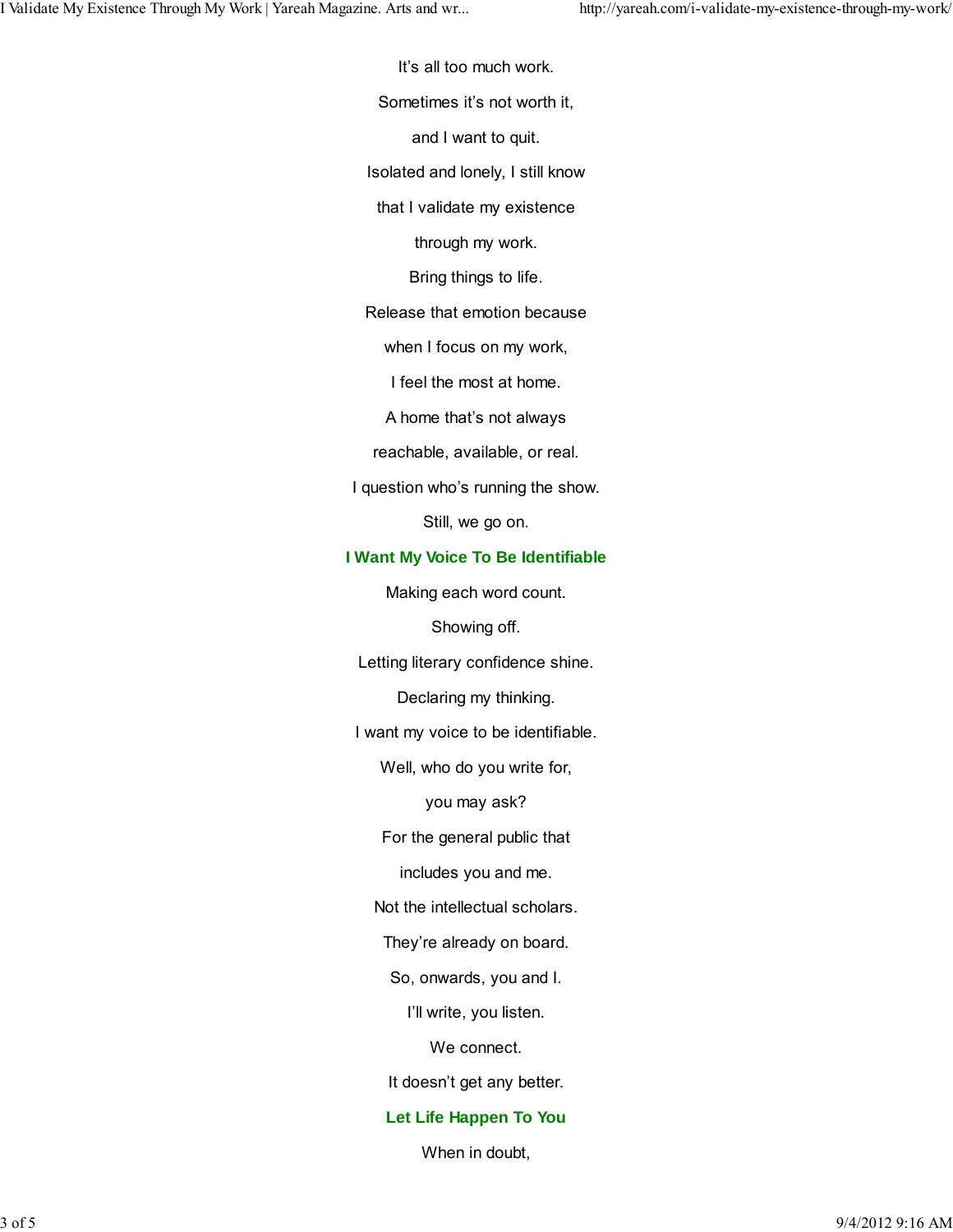It’s all too much work.

Sometimes it’s not worth it,

and I want to quit.

Isolated and lonely, I still know

that I validate my existence

through my work.

Bring things to life.

Release that emotion because

when I focus on my work,

I feel the most at home.

A home that’s not always

reachable, available, or real.

I question who’s running the show.

Still, we go on.

### I Want My Voice To Be Identifiable

Making each word count.

Showing off.

Letting literary confidence shine.

Declaring my thinking.

I want my voice to be identifiable.

Well, who do you write for,

you may ask?

For the general public that

includes you and me.

Not the intellectual scholars.

They’re already on board.

So, onwards, you and I.

I’ll write, you listen.

We connect.

It doesn’t get any better.

### Let Life Happen To You

When in doubt,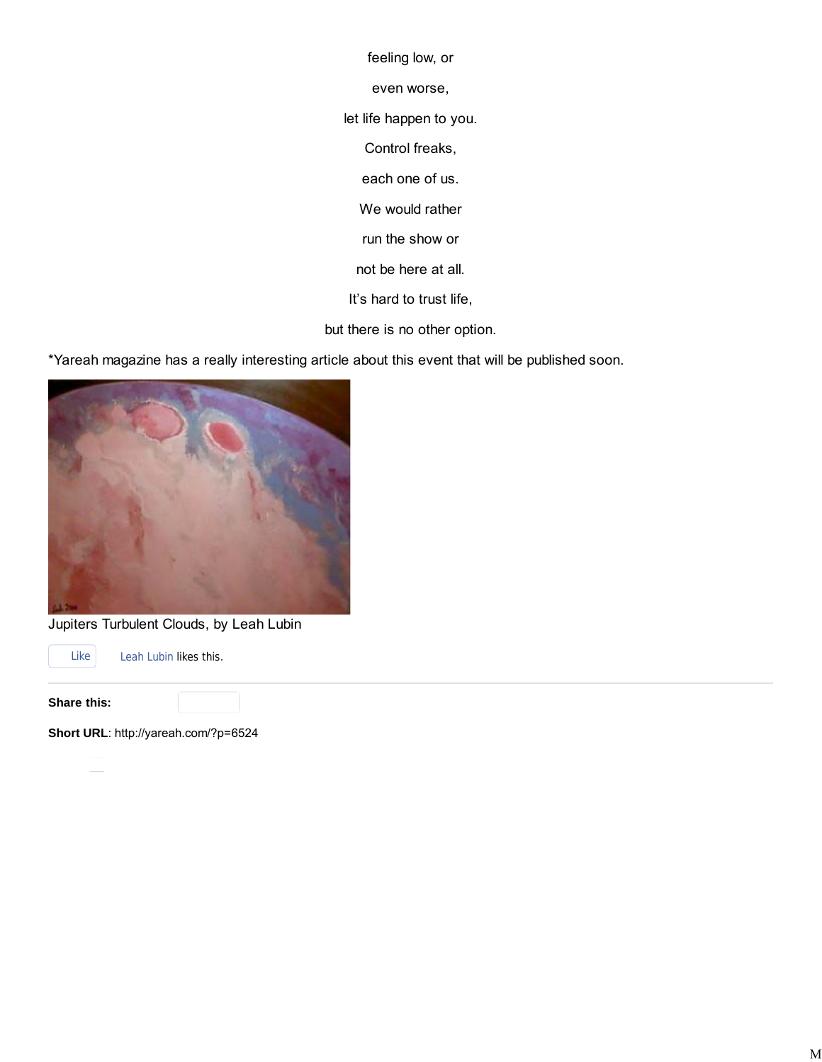feeling low, or

even worse,

let life happen to you.

Control freaks,

each one of us.

We would rather

run the show or

not be here at all.

It's hard to trust life,

but there is no other option.

*Yareah magazine has a really interesting article about this event that will be published soon.

Jupiters Turbulent Clouds, by Leah Lubin

Like Leah Lubin likes this.

**Share this:**

**Short URL**: http://yareah.com/?p=6524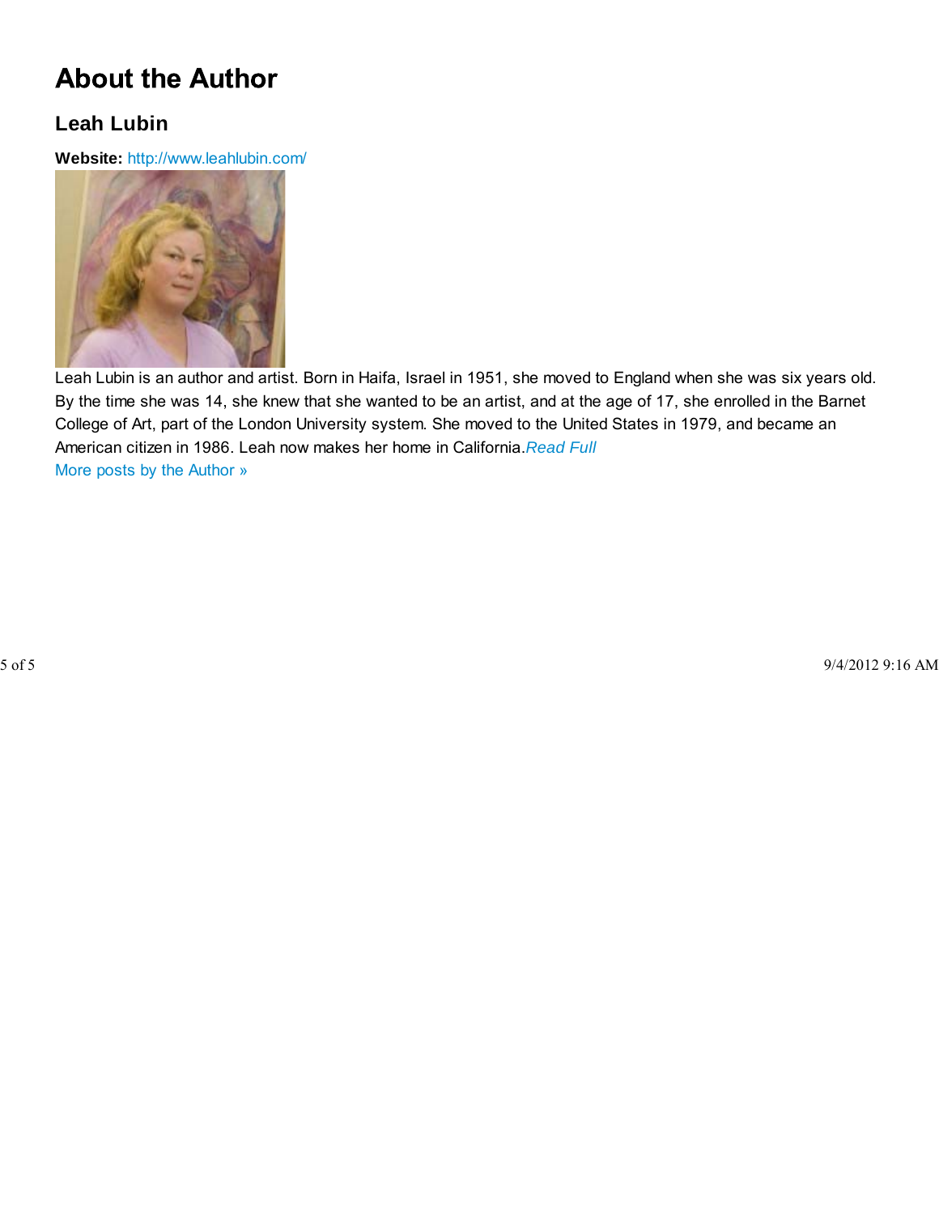# About the Author

## Leah Lubin

**Website:** http://www.leahlubin.com/

Leah Lubin is an author and artist. Born in Haifa, Israel in 1951, she moved to England when she was six years old. By the time she was 14, she knew that she wanted to be an artist, and at the age of 17, she enrolled in the Barnet College of Art, part of the London University system. She moved to the United States in 1979, and became an American citizen in 1986. Leah now makes her home in California.*Read Full*

More posts by the Author »